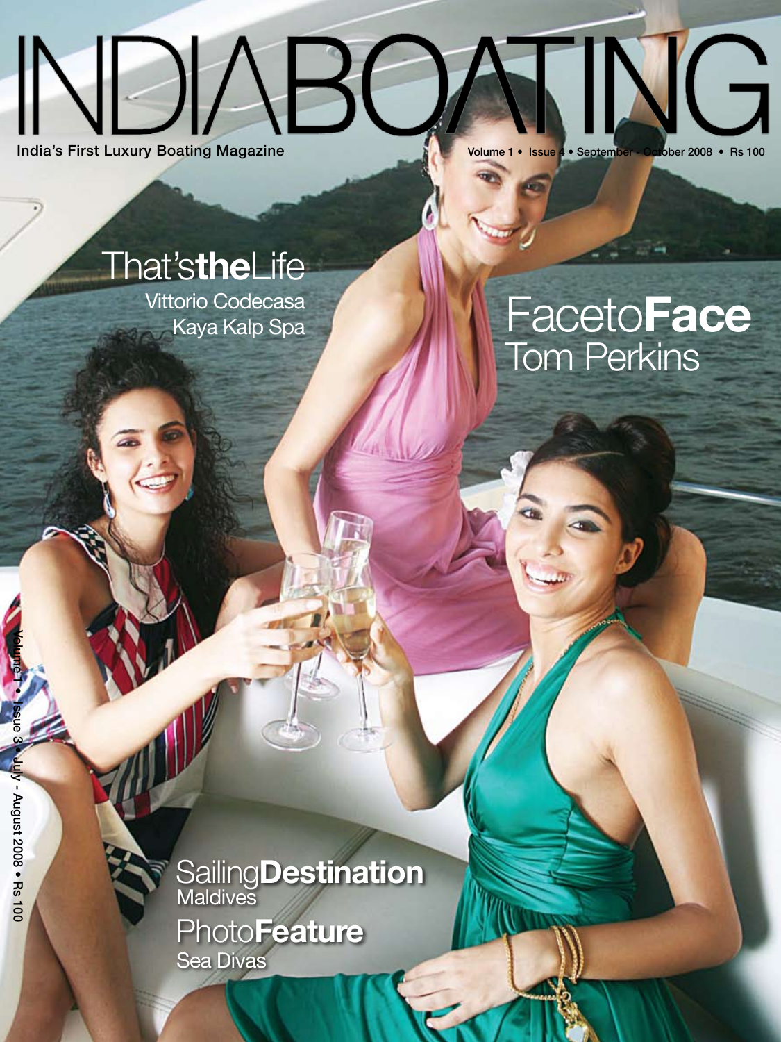# INDIABOATING

India's First Luxury Boating Magazine

Volume 1 • Issue 4 • September - October 2008 • Rs 100

## That's**the**Life

Vittorio Codecasa

Kaya Kalp Spa

## Faceto**Face**

Tom Perkins

## Sailing**Destination**

Maldives

## Photo**Feature**

Sea Divas

Volume 1 • Issue 3 • July - August 2008 • Rs 100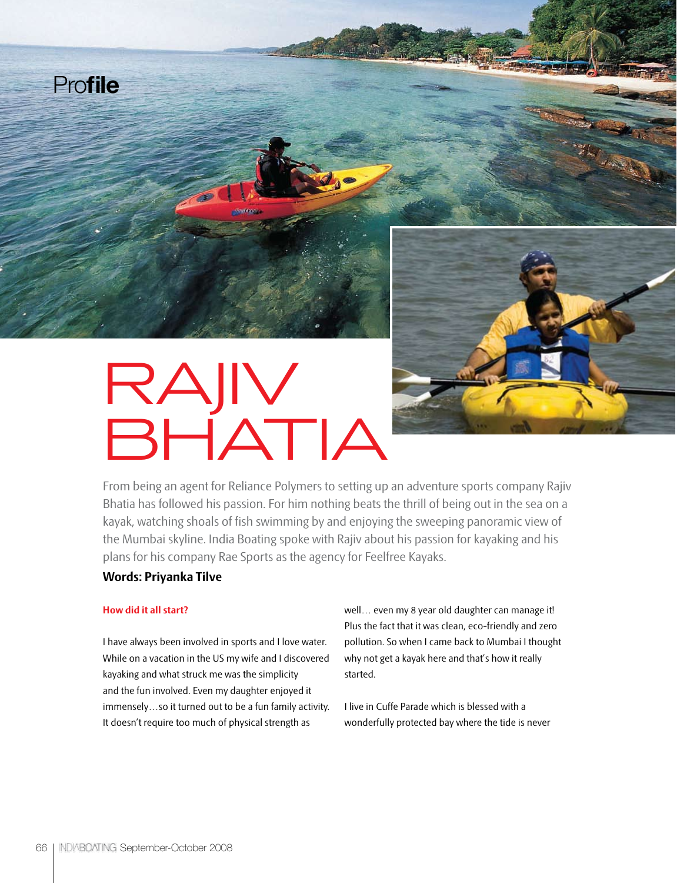Profile

# RAJIV BHATIA

From being an agent for Reliance Polymers to setting up an adventure sports company Rajiv Bhatia has followed his passion. For him nothing beats the thrill of being out in the sea on a kayak, watching shoals of fish swimming by and enjoying the sweeping panoramic view of the Mumbai skyline. India Boating spoke with Rajiv about his passion for kayaking and his plans for his company Rae Sports as the agency for Feelfree Kayaks.

**Words: Priyanka Tilve**

### How did it all start?

I have always been involved in sports and I love water. While on a vacation in the US my wife and I discovered kayaking and what struck me was the simplicity and the fun involved. Even my daughter enjoyed it immensely…so it turned out to be a fun family activity. It doesn't require too much of physical strength as well… even my 8 year old daughter can manage it! Plus the fact that it was clean, eco-friendly and zero pollution. So when I came back to Mumbai I thought why not get a kayak here and that's how it really started.

I live in Cuffe Parade which is blessed with a wonderfully protected bay where the tide is never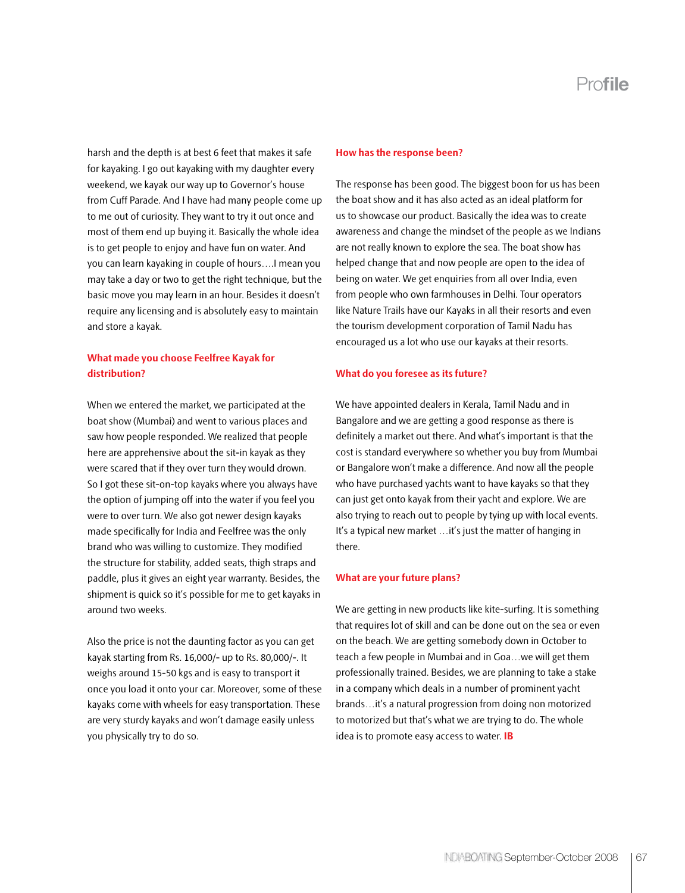harsh and the depth is at best 6 feet that makes it safe for kayaking. I go out kayaking with my daughter every weekend, we kayak our way up to Governor's house from Cuff Parade. And I have had many people come up to me out of curiosity. They want to try it out once and most of them end up buying it. Basically the whole idea is to get people to enjoy and have fun on water. And you can learn kayaking in couple of hours….I mean you may take a day or two to get the right technique, but the basic move you may learn in an hour. Besides it doesn't require any licensing and is absolutely easy to maintain and store a kayak.

**What made you choose Feelfree Kayak for distribution?**

When we entered the market, we participated at the boat show (Mumbai) and went to various places and saw how people responded. We realized that people here are apprehensive about the sit-in kayak as they were scared that if they over turn they would drown. So I got these sit-on-top kayaks where you always have the option of jumping off into the water if you feel you were to over turn. We also got newer design kayaks made specifically for India and Feelfree was the only brand who was willing to customize. They modified the structure for stability, added seats, thigh straps and paddle, plus it gives an eight year warranty. Besides, the shipment is quick so it's possible for me to get kayaks in around two weeks.

Also the price is not the daunting factor as you can get kayak starting from Rs. 16,000/- up to Rs. 80,000/-. It weighs around 15-50 kgs and is easy to transport it once you load it onto your car. Moreover, some of these kayaks come with wheels for easy transportation. These are very sturdy kayaks and won't damage easily unless you physically try to do so.

**How has the response been?**

The response has been good. The biggest boon for us has been the boat show and it has also acted as an ideal platform for us to showcase our product. Basically the idea was to create awareness and change the mindset of the people as we Indians are not really known to explore the sea. The boat show has helped change that and now people are open to the idea of being on water. We get enquiries from all over India, even from people who own farmhouses in Delhi. Tour operators like Nature Trails have our Kayaks in all their resorts and even the tourism development corporation of Tamil Nadu has encouraged us a lot who use our kayaks at their resorts.

**What do you foresee as its future?**

We have appointed dealers in Kerala, Tamil Nadu and in Bangalore and we are getting a good response as there is definitely a market out there. And what's important is that the cost is standard everywhere so whether you buy from Mumbai or Bangalore won't make a difference. And now all the people who have purchased yachts want to have kayaks so that they can just get onto kayak from their yacht and explore. We are also trying to reach out to people by tying up with local events. It's a typical new market …it's just the matter of hanging in there.

**What are your future plans?**

We are getting in new products like kite-surfing. It is something that requires lot of skill and can be done out on the sea or even on the beach. We are getting somebody down in October to teach a few people in Mumbai and in Goa…we will get them professionally trained. Besides, we are planning to take a stake in a company which deals in a number of prominent yacht brands…it's a natural progression from doing non motorized to motorized but that's what we are trying to do. The whole idea is to promote easy access to water. **IB**